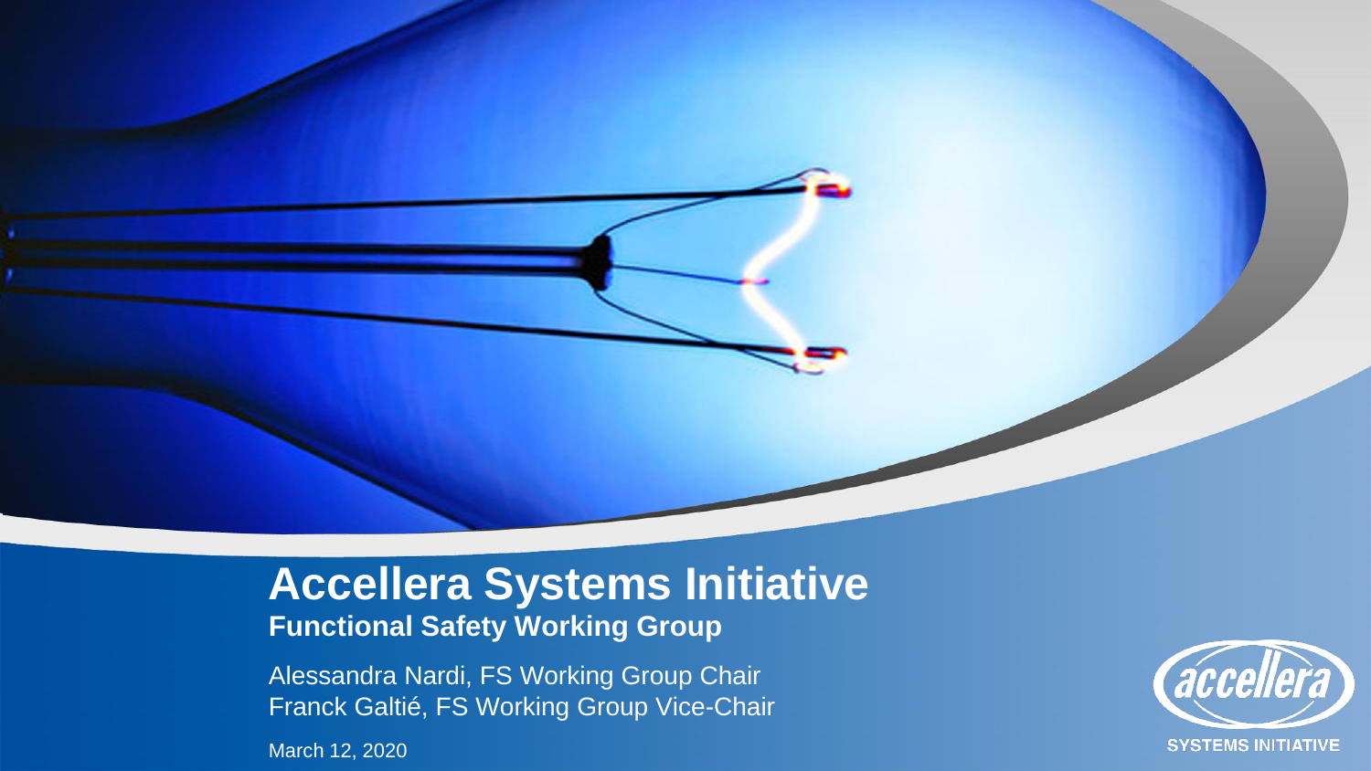# Accellera Systems Initiative

## Functional Safety Working Group

Alessandra Nardi, FS Working Group Chair
Franck Galtié, FS Working Group Vice-Chair

March 12, 2020

accellera
SYSTEMS INITIATIVE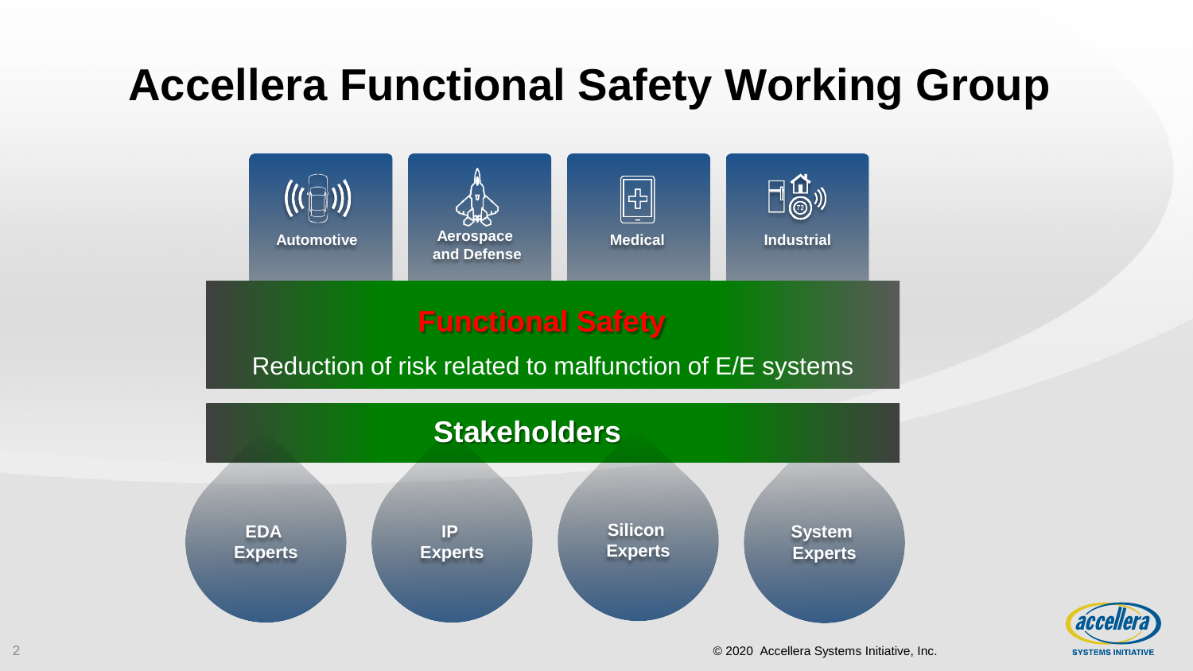# Accellera Functional Safety Working Group

Automotive

Aerospace and Defense

Medical

Industrial

**Functional Safety**

Reduction of risk related to malfunction of E/E systems

**Stakeholders**

EDA Experts

IP Experts

Silicon Experts

System Experts

© 2020 Accellera Systems Initiative, Inc.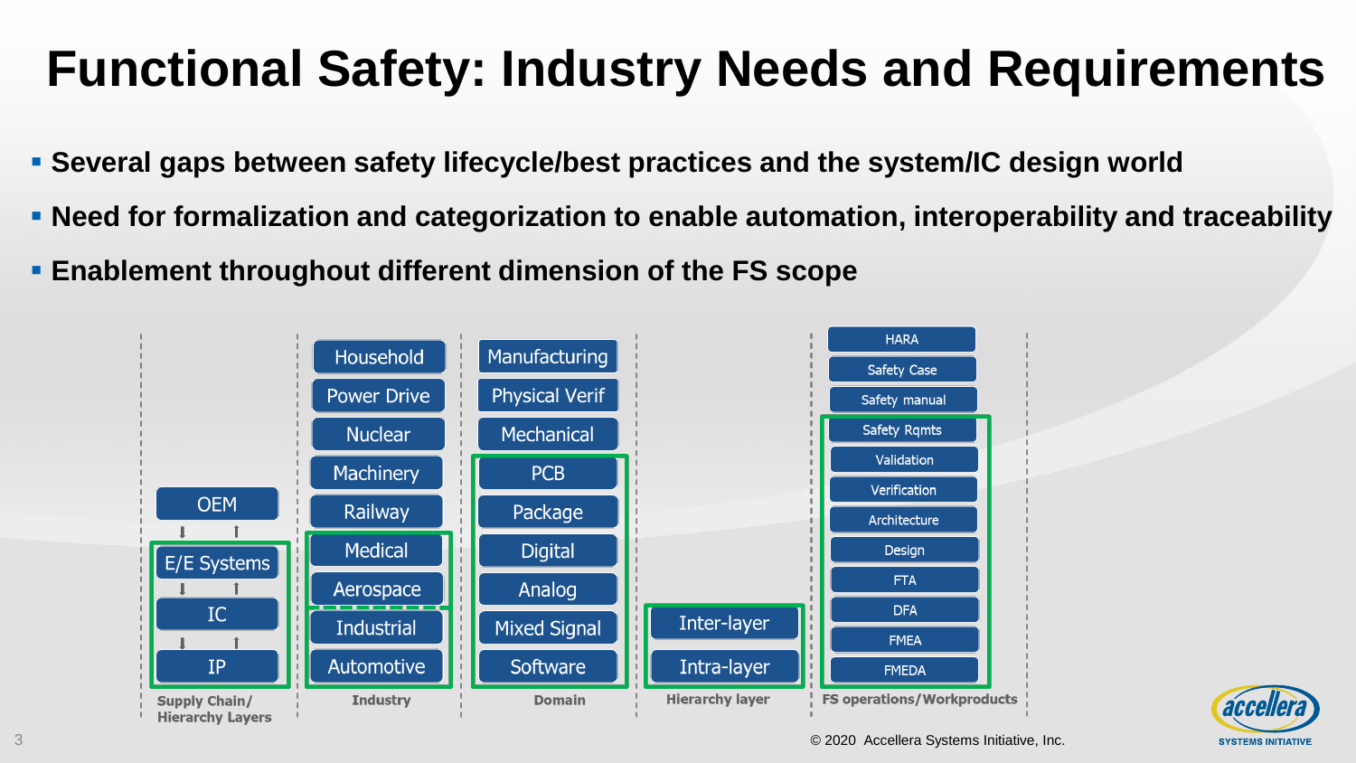# Functional Safety: Industry Needs and Requirements

- **Several gaps between safety lifecycle/best practices and the system/IC design world**
- **Need for formalization and categorization to enable automation, interoperability and traceability**
- **Enablement throughout different dimension of the FS scope**

| Supply Chain/ Hierarchy Layers | Industry | Domain | Hierarchy layer | FS operations/Workproducts |
|---|---|---|---|---|
| | Household | Manufacturing | | HARA |
| | Power Drive | Physical Verif | | Safety Case |
| | Nuclear | Mechanical | | Safety manual |
| | Machinery | PCB | | Safety Rqmts |
| OEM | Railway | Package | | Validation |
| E/E Systems | Medical | Digital | | Verification |
| IC | Aerospace | Analog | | Architecture |
| IP | Industrial | Mixed Signal | Inter-layer | Design |
| | Automotive | Software | Intra-layer | FTA |
| | | | | DFA |
| | | | | FMEA |
| | | | | FMEDA |

© 2020 Accellera Systems Initiative, Inc.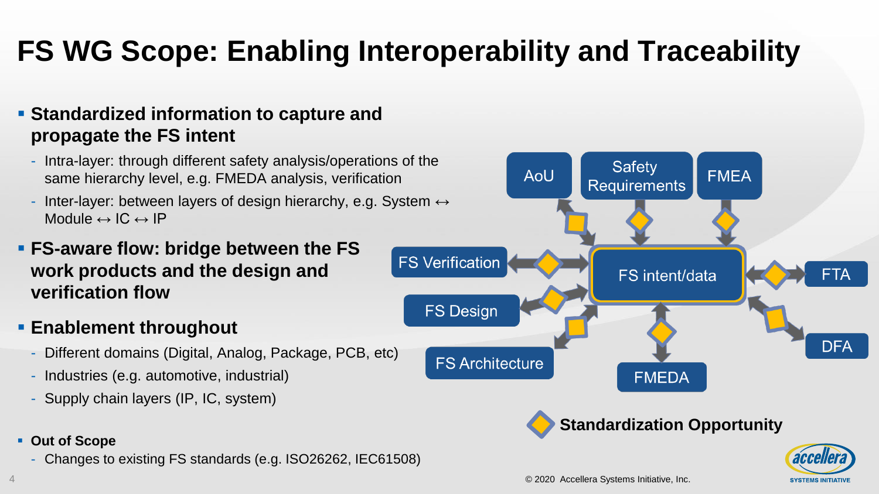# FS WG Scope: Enabling Interoperability and Traceability

- **Standardized information to capture and propagate the FS intent**
  - Intra-layer: through different safety analysis/operations of the same hierarchy level, e.g. FMEDA analysis, verification
  - Inter-layer: between layers of design hierarchy, e.g. System ↔ Module ↔ IC ↔ IP
- **FS-aware flow: bridge between the FS work products and the design and verification flow**
- **Enablement throughout**
  - Different domains (Digital, Analog, Package, PCB, etc)
  - Industries (e.g. automotive, industrial)
  - Supply chain layers (IP, IC, system)
- **Out of Scope**
  - Changes to existing FS standards (e.g. ISO26262, IEC61508)

AoU | Safety Requirements | FMEA | FS Verification | FS intent/data | FTA | FS Design | DFA | FS Architecture | FMEDA

**Standardization Opportunity**

© 2020 Accellera Systems Initiative, Inc.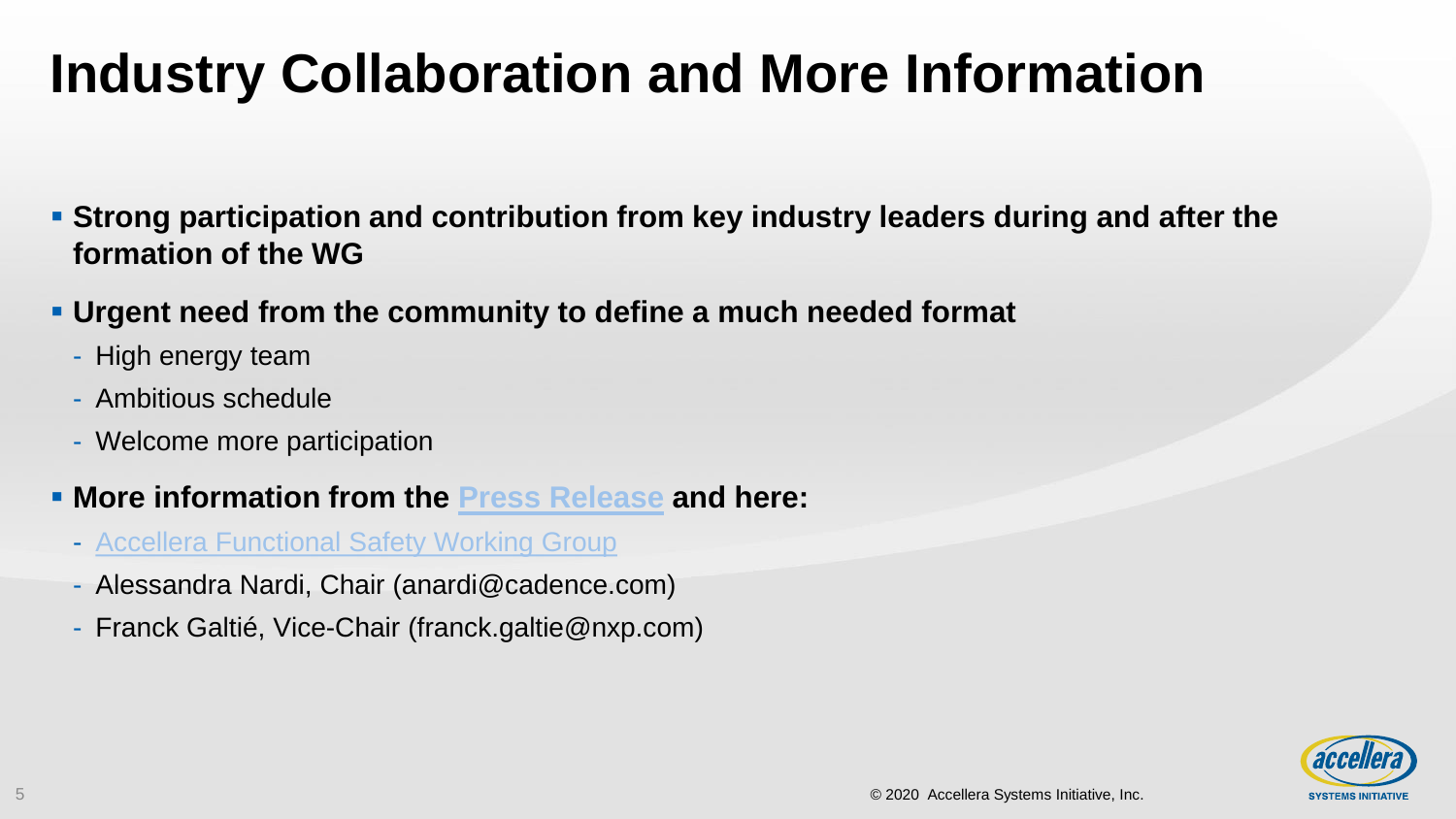# Industry Collaboration and More Information

- **Strong participation and contribution from key industry leaders during and after the formation of the WG**
- **Urgent need from the community to define a much needed format**
  - High energy team
  - Ambitious schedule
  - Welcome more participation
- **More information from the Press Release and here:**
  - Accellera Functional Safety Working Group
  - Alessandra Nardi, Chair (anardi@cadence.com)
  - Franck Galtié, Vice-Chair (franck.galtie@nxp.com)

© 2020 Accellera Systems Initiative, Inc.